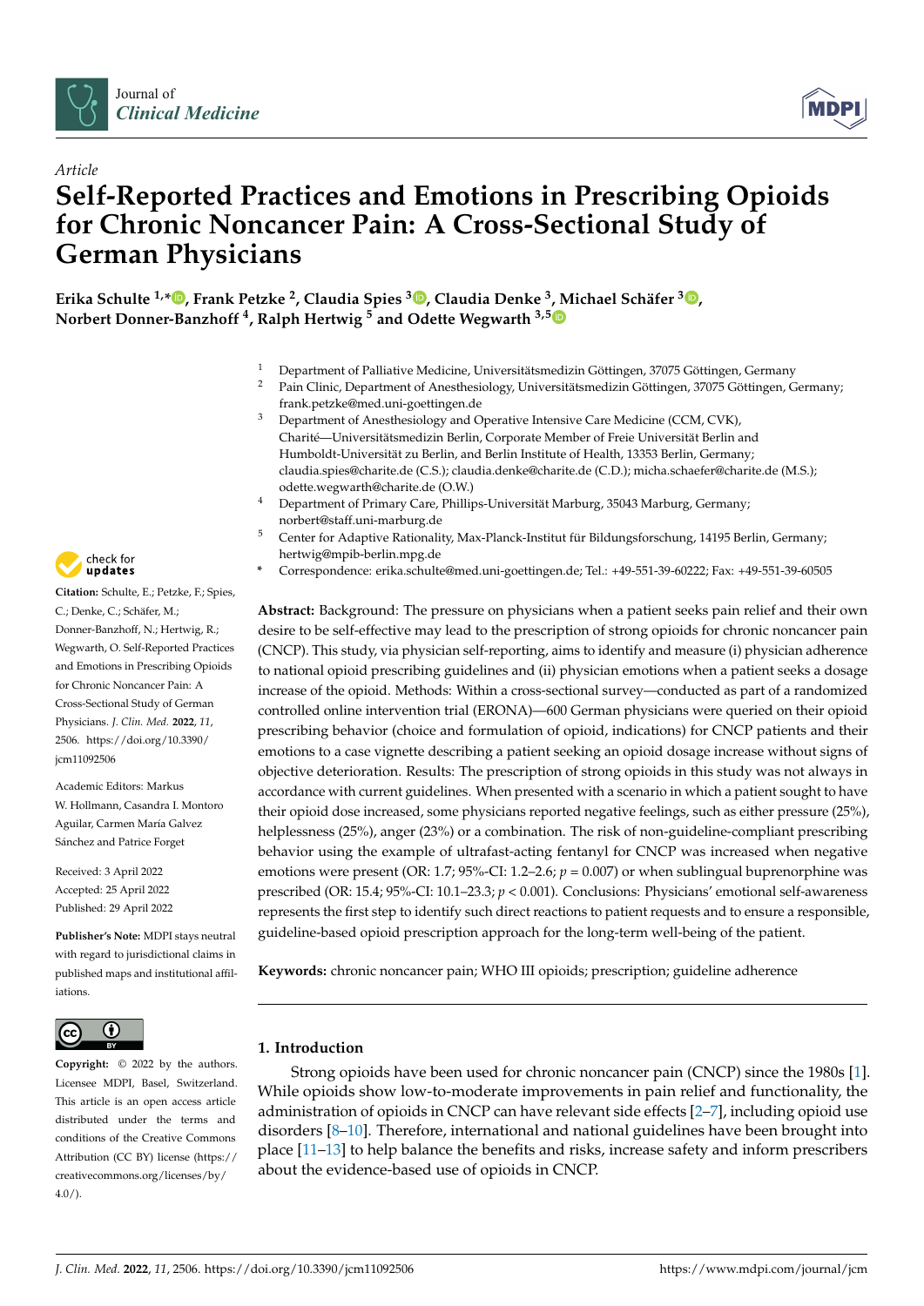*Article*

# Self-Reported Practices and Emotions in Prescribing Opioids for Chronic Noncancer Pain: A Cross-Sectional Study of German Physicians

**Erika Schulte [1,*], Frank Petzke [2], Claudia Spies [3], Claudia Denke [3], Michael Schäfer [3], Norbert Donner-Banzhoff [4], Ralph Hertwig [5] and Odette Wegwarth [3,5]**

[1] Department of Palliative Medicine, Universitätsmedizin Göttingen, 37075 Göttingen, Germany
[2] Pain Clinic, Department of Anesthesiology, Universitätsmedizin Göttingen, 37075 Göttingen, Germany; frank.petzke@med.uni-goettingen.de
[3] Department of Anesthesiology and Operative Intensive Care Medicine (CCM, CVK), Charité—Universitätsmedizin Berlin, Corporate Member of Freie Universität Berlin and Humboldt-Universität zu Berlin, and Berlin Institute of Health, 13353 Berlin, Germany; claudia.spies@charite.de (C.S.); claudia.denke@charite.de (C.D.); micha.schaefer@charite.de (M.S.); odette.wegwarth@charite.de (O.W.)
[4] Department of Primary Care, Phillips-Universität Marburg, 35043 Marburg, Germany; norbert@staff.uni-marburg.de
[5] Center for Adaptive Rationality, Max-Planck-Institut für Bildungsforschung, 14195 Berlin, Germany; hertwig@mpib-berlin.mpg.de
* Correspondence: erika.schulte@med.uni-goettingen.de; Tel.: +49-551-39-60222; Fax: +49-551-39-60505

**Citation:** Schulte, E.; Petzke, F.; Spies, C.; Denke, C.; Schäfer, M.; Donner-Banzhoff, N.; Hertwig, R.; Wegwarth, O. Self-Reported Practices and Emotions in Prescribing Opioids for Chronic Noncancer Pain: A Cross-Sectional Study of German Physicians. *J. Clin. Med.* **2022**, *11*, 2506. https://doi.org/10.3390/jcm11092506

Academic Editors: Markus W. Hollmann, Casandra I. Montoro Aguilar, Carmen María Galvez Sánchez and Patrice Forget

Received: 3 April 2022
Accepted: 25 April 2022
Published: 29 April 2022

**Publisher's Note:** MDPI stays neutral with regard to jurisdictional claims in published maps and institutional affiliations.

**Copyright:** © 2022 by the authors. Licensee MDPI, Basel, Switzerland. This article is an open access article distributed under the terms and conditions of the Creative Commons Attribution (CC BY) license (https://creativecommons.org/licenses/by/4.0/).

**Abstract:** Background: The pressure on physicians when a patient seeks pain relief and their own desire to be self-effective may lead to the prescription of strong opioids for chronic noncancer pain (CNCP). This study, via physician self-reporting, aims to identify and measure (i) physician adherence to national opioid prescribing guidelines and (ii) physician emotions when a patient seeks a dosage increase of the opioid. Methods: Within a cross-sectional survey—conducted as part of a randomized controlled online intervention trial (ERONA)—600 German physicians were queried on their opioid prescribing behavior (choice and formulation of opioid, indications) for CNCP patients and their emotions to a case vignette describing a patient seeking an opioid dosage increase without signs of objective deterioration. Results: The prescription of strong opioids in this study was not always in accordance with current guidelines. When presented with a scenario in which a patient sought to have their opioid dose increased, some physicians reported negative feelings, such as either pressure (25%), helplessness (25%), anger (23%) or a combination. The risk of non-guideline-compliant prescribing behavior using the example of ultrafast-acting fentanyl for CNCP was increased when negative emotions were present (OR: 1.7; 95%-CI: 1.2–2.6; $p = 0.007$) or when sublingual buprenorphine was prescribed (OR: 15.4; 95%-CI: 10.1–23.3; $p < 0.001$). Conclusions: Physicians' emotional self-awareness represents the first step to identify such direct reactions to patient requests and to ensure a responsible, guideline-based opioid prescription approach for the long-term well-being of the patient.

**Keywords:** chronic noncancer pain; WHO III opioids; prescription; guideline adherence

## 1. Introduction

Strong opioids have been used for chronic noncancer pain (CNCP) since the 1980s [1]. While opioids show low-to-moderate improvements in pain relief and functionality, the administration of opioids in CNCP can have relevant side effects [2–7], including opioid use disorders [8–10]. Therefore, international and national guidelines have been brought into place [11–13] to help balance the benefits and risks, increase safety and inform prescribers about the evidence-based use of opioids in CNCP.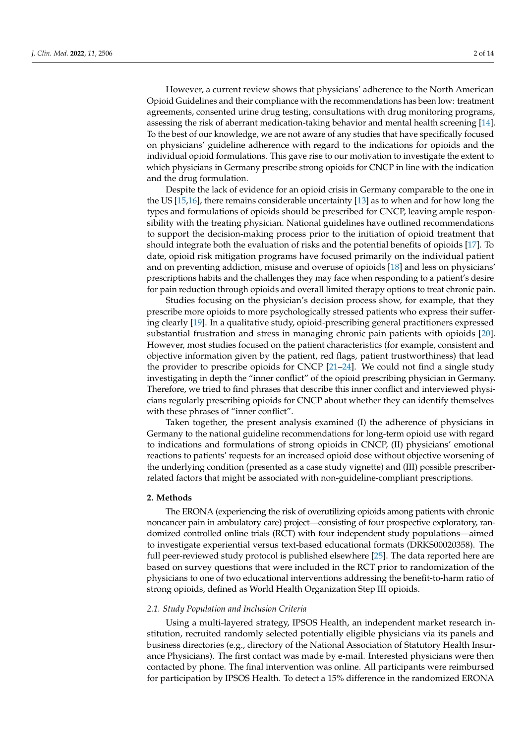However, a current review shows that physicians' adherence to the North American Opioid Guidelines and their compliance with the recommendations has been low: treatment agreements, consented urine drug testing, consultations with drug monitoring programs, assessing the risk of aberrant medication-taking behavior and mental health screening [14]. To the best of our knowledge, we are not aware of any studies that have specifically focused on physicians' guideline adherence with regard to the indications for opioids and the individual opioid formulations. This gave rise to our motivation to investigate the extent to which physicians in Germany prescribe strong opioids for CNCP in line with the indication and the drug formulation.

Despite the lack of evidence for an opioid crisis in Germany comparable to the one in the US [15,16], there remains considerable uncertainty [13] as to when and for how long the types and formulations of opioids should be prescribed for CNCP, leaving ample responsibility with the treating physician. National guidelines have outlined recommendations to support the decision-making process prior to the initiation of opioid treatment that should integrate both the evaluation of risks and the potential benefits of opioids [17]. To date, opioid risk mitigation programs have focused primarily on the individual patient and on preventing addiction, misuse and overuse of opioids [18] and less on physicians' prescriptions habits and the challenges they may face when responding to a patient's desire for pain reduction through opioids and overall limited therapy options to treat chronic pain.

Studies focusing on the physician's decision process show, for example, that they prescribe more opioids to more psychologically stressed patients who express their suffering clearly [19]. In a qualitative study, opioid-prescribing general practitioners expressed substantial frustration and stress in managing chronic pain patients with opioids [20]. However, most studies focused on the patient characteristics (for example, consistent and objective information given by the patient, red flags, patient trustworthiness) that lead the provider to prescribe opioids for CNCP [21–24]. We could not find a single study investigating in depth the "inner conflict" of the opioid prescribing physician in Germany. Therefore, we tried to find phrases that describe this inner conflict and interviewed physicians regularly prescribing opioids for CNCP about whether they can identify themselves with these phrases of "inner conflict".

Taken together, the present analysis examined (I) the adherence of physicians in Germany to the national guideline recommendations for long-term opioid use with regard to indications and formulations of strong opioids in CNCP, (II) physicians' emotional reactions to patients' requests for an increased opioid dose without objective worsening of the underlying condition (presented as a case study vignette) and (III) possible prescriber-related factors that might be associated with non-guideline-compliant prescriptions.

## 2. Methods

The ERONA (experiencing the risk of overutilizing opioids among patients with chronic noncancer pain in ambulatory care) project—consisting of four prospective exploratory, randomized controlled online trials (RCT) with four independent study populations—aimed to investigate experiential versus text-based educational formats (DRKS00020358). The full peer-reviewed study protocol is published elsewhere [25]. The data reported here are based on survey questions that were included in the RCT prior to randomization of the physicians to one of two educational interventions addressing the benefit-to-harm ratio of strong opioids, defined as World Health Organization Step III opioids.

### *2.1. Study Population and Inclusion Criteria*

Using a multi-layered strategy, IPSOS Health, an independent market research institution, recruited randomly selected potentially eligible physicians via its panels and business directories (e.g., directory of the National Association of Statutory Health Insurance Physicians). The first contact was made by e-mail. Interested physicians were then contacted by phone. The final intervention was online. All participants were reimbursed for participation by IPSOS Health. To detect a 15% difference in the randomized ERONA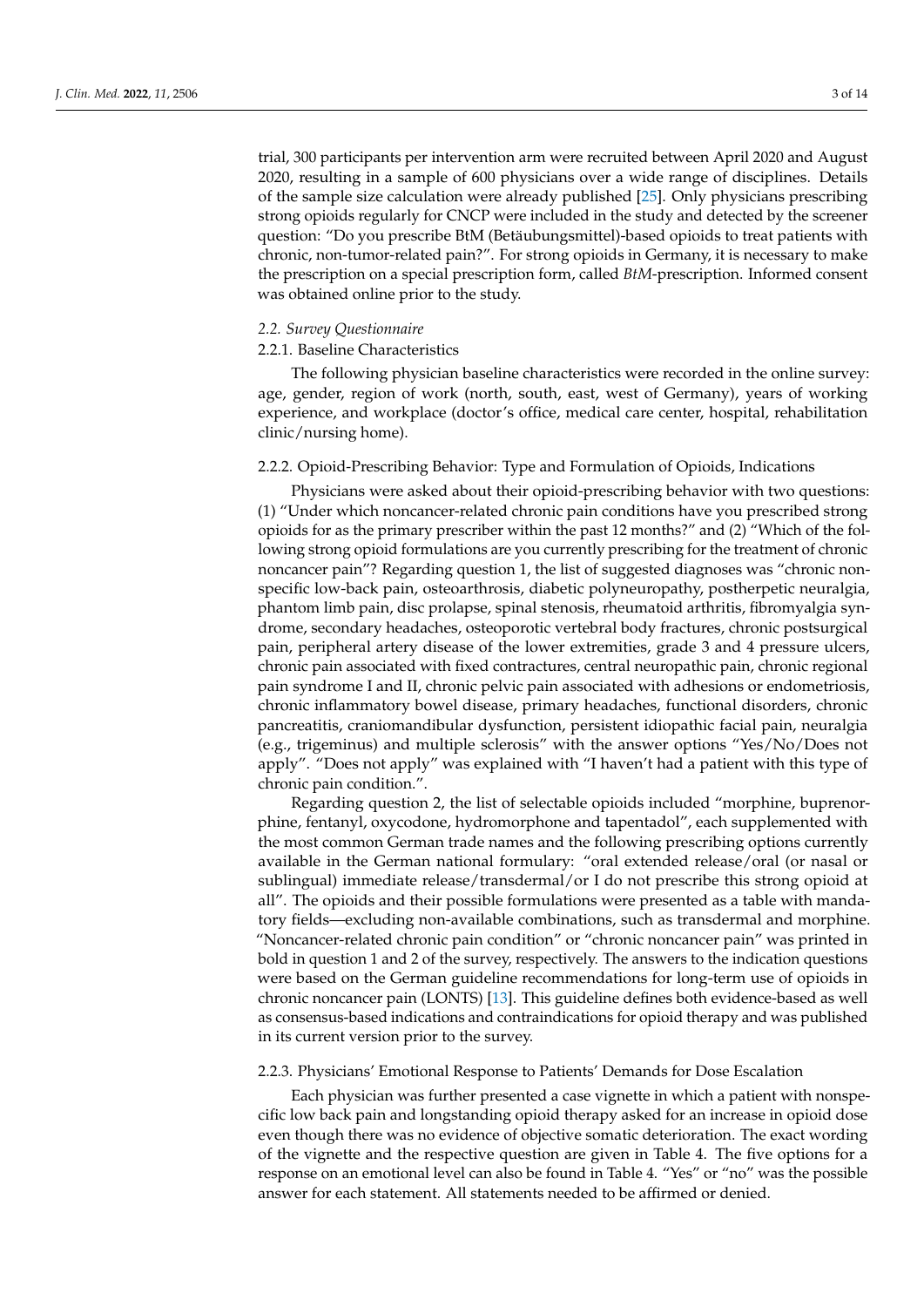trial, 300 participants per intervention arm were recruited between April 2020 and August 2020, resulting in a sample of 600 physicians over a wide range of disciplines. Details of the sample size calculation were already published [25]. Only physicians prescribing strong opioids regularly for CNCP were included in the study and detected by the screener question: "Do you prescribe BtM (Betäubungsmittel)-based opioids to treat patients with chronic, non-tumor-related pain?". For strong opioids in Germany, it is necessary to make the prescription on a special prescription form, called *BtM*-prescription. Informed consent was obtained online prior to the study.

### *2.2. Survey Questionnaire*

#### 2.2.1. Baseline Characteristics

The following physician baseline characteristics were recorded in the online survey: age, gender, region of work (north, south, east, west of Germany), years of working experience, and workplace (doctor's office, medical care center, hospital, rehabilitation clinic/nursing home).

#### 2.2.2. Opioid-Prescribing Behavior: Type and Formulation of Opioids, Indications

Physicians were asked about their opioid-prescribing behavior with two questions: (1) "Under which noncancer-related chronic pain conditions have you prescribed strong opioids for as the primary prescriber within the past 12 months?" and (2) "Which of the following strong opioid formulations are you currently prescribing for the treatment of chronic noncancer pain"? Regarding question 1, the list of suggested diagnoses was "chronic nonspecific low-back pain, osteoarthrosis, diabetic polyneuropathy, postherpetic neuralgia, phantom limb pain, disc prolapse, spinal stenosis, rheumatoid arthritis, fibromyalgia syndrome, secondary headaches, osteoporotic vertebral body fractures, chronic postsurgical pain, peripheral artery disease of the lower extremities, grade 3 and 4 pressure ulcers, chronic pain associated with fixed contractures, central neuropathic pain, chronic regional pain syndrome I and II, chronic pelvic pain associated with adhesions or endometriosis, chronic inflammatory bowel disease, primary headaches, functional disorders, chronic pancreatitis, craniomandibular dysfunction, persistent idiopathic facial pain, neuralgia (e.g., trigeminus) and multiple sclerosis" with the answer options "Yes/No/Does not apply". "Does not apply" was explained with "I haven't had a patient with this type of chronic pain condition.".

Regarding question 2, the list of selectable opioids included "morphine, buprenorphine, fentanyl, oxycodone, hydromorphone and tapentadol", each supplemented with the most common German trade names and the following prescribing options currently available in the German national formulary: "oral extended release/oral (or nasal or sublingual) immediate release/transdermal/or I do not prescribe this strong opioid at all". The opioids and their possible formulations were presented as a table with mandatory fields—excluding non-available combinations, such as transdermal and morphine. "Noncancer-related chronic pain condition" or "chronic noncancer pain" was printed in bold in question 1 and 2 of the survey, respectively. The answers to the indication questions were based on the German guideline recommendations for long-term use of opioids in chronic noncancer pain (LONTS) [13]. This guideline defines both evidence-based as well as consensus-based indications and contraindications for opioid therapy and was published in its current version prior to the survey.

#### 2.2.3. Physicians' Emotional Response to Patients' Demands for Dose Escalation

Each physician was further presented a case vignette in which a patient with nonspecific low back pain and longstanding opioid therapy asked for an increase in opioid dose even though there was no evidence of objective somatic deterioration. The exact wording of the vignette and the respective question are given in Table 4. The five options for a response on an emotional level can also be found in Table 4. "Yes" or "no" was the possible answer for each statement. All statements needed to be affirmed or denied.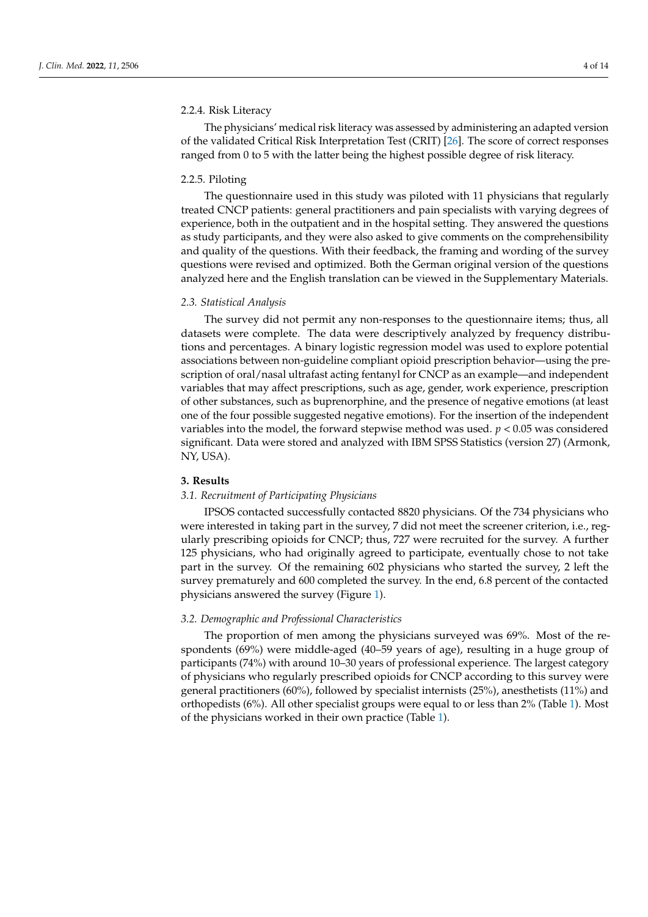#### 2.2.4. Risk Literacy

The physicians' medical risk literacy was assessed by administering an adapted version of the validated Critical Risk Interpretation Test (CRIT) [26]. The score of correct responses ranged from 0 to 5 with the latter being the highest possible degree of risk literacy.

#### 2.2.5. Piloting

The questionnaire used in this study was piloted with 11 physicians that regularly treated CNCP patients: general practitioners and pain specialists with varying degrees of experience, both in the outpatient and in the hospital setting. They answered the questions as study participants, and they were also asked to give comments on the comprehensibility and quality of the questions. With their feedback, the framing and wording of the survey questions were revised and optimized. Both the German original version of the questions analyzed here and the English translation can be viewed in the Supplementary Materials.

### *2.3. Statistical Analysis*

The survey did not permit any non-responses to the questionnaire items; thus, all datasets were complete. The data were descriptively analyzed by frequency distributions and percentages. A binary logistic regression model was used to explore potential associations between non-guideline compliant opioid prescription behavior—using the prescription of oral/nasal ultrafast acting fentanyl for CNCP as an example—and independent variables that may affect prescriptions, such as age, gender, work experience, prescription of other substances, such as buprenorphine, and the presence of negative emotions (at least one of the four possible suggested negative emotions). For the insertion of the independent variables into the model, the forward stepwise method was used. $p < 0.05$ was considered significant. Data were stored and analyzed with IBM SPSS Statistics (version 27) (Armonk, NY, USA).

## **3. Results**

### *3.1. Recruitment of Participating Physicians*

IPSOS contacted successfully contacted 8820 physicians. Of the 734 physicians who were interested in taking part in the survey, 7 did not meet the screener criterion, i.e., regularly prescribing opioids for CNCP; thus, 727 were recruited for the survey. A further 125 physicians, who had originally agreed to participate, eventually chose to not take part in the survey. Of the remaining 602 physicians who started the survey, 2 left the survey prematurely and 600 completed the survey. In the end, 6.8 percent of the contacted physicians answered the survey (Figure 1).

### *3.2. Demographic and Professional Characteristics*

The proportion of men among the physicians surveyed was 69%. Most of the respondents (69%) were middle-aged (40–59 years of age), resulting in a huge group of participants (74%) with around 10–30 years of professional experience. The largest category of physicians who regularly prescribed opioids for CNCP according to this survey were general practitioners (60%), followed by specialist internists (25%), anesthetists (11%) and orthopedists (6%). All other specialist groups were equal to or less than 2% (Table 1). Most of the physicians worked in their own practice (Table 1).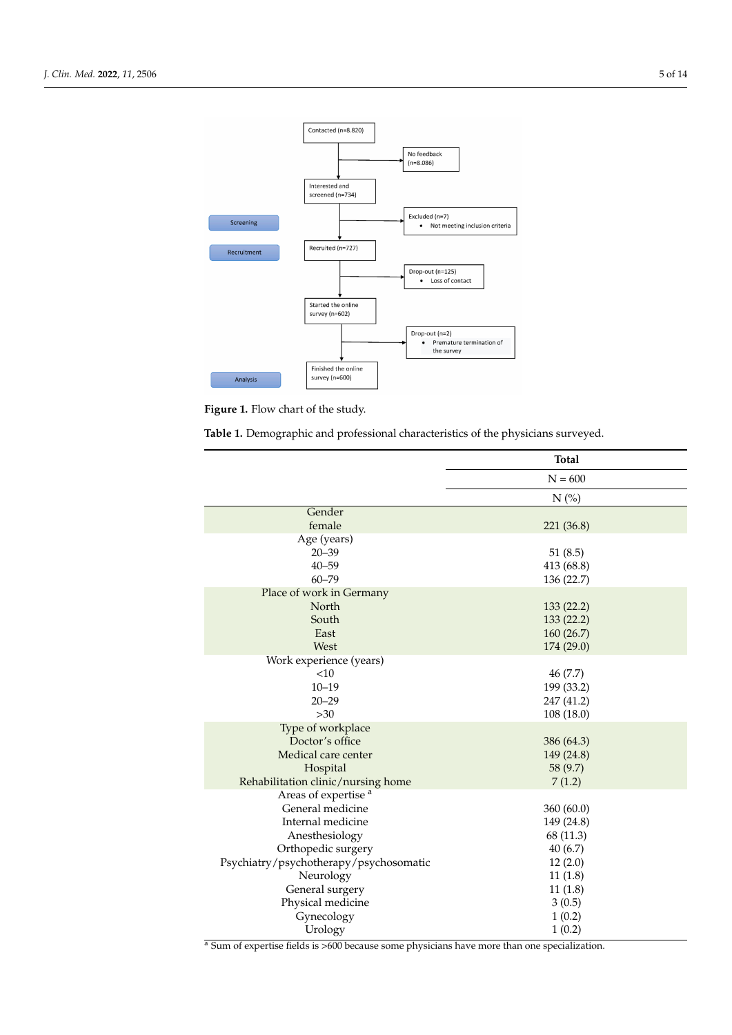Contacted (n=8.820)

No feedback (n=8.086)

Interested and screened (n=734)

Screening

Excluded (n=7)
- Not meeting inclusion criteria

Recruitment

Recruited (n=727)

Drop-out (n=125)
- Loss of contact

Started the online survey (n=602)

Drop-out (n=2)
- Premature termination of the survey

Analysis

Finished the online survey (n=600)

**Figure 1.** Flow chart of the study.

**Table 1.** Demographic and professional characteristics of the physicians surveyed.

| | Total |
|---|---|
| | N = 600 |
| | N (%) |
| Gender | |
| female | 221 (36.8) |
| Age (years) | |
| 20–39 | 51 (8.5) |
| 40–59 | 413 (68.8) |
| 60–79 | 136 (22.7) |
| Place of work in Germany | |
| North | 133 (22.2) |
| South | 133 (22.2) |
| East | 160 (26.7) |
| West | 174 (29.0) |
| Work experience (years) | |
| <10 | 46 (7.7) |
| 10–19 | 199 (33.2) |
| 20–29 | 247 (41.2) |
| >30 | 108 (18.0) |
| Type of workplace | |
| Doctor's office | 386 (64.3) |
| Medical care center | 149 (24.8) |
| Hospital | 58 (9.7) |
| Rehabilitation clinic/nursing home | 7 (1.2) |
| Areas of expertise [a] | |
| General medicine | 360 (60.0) |
| Internal medicine | 149 (24.8) |
| Anesthesiology | 68 (11.3) |
| Orthopedic surgery | 40 (6.7) |
| Psychiatry/psychotherapy/psychosomatic | 12 (2.0) |
| Neurology | 11 (1.8) |
| General surgery | 11 (1.8) |
| Physical medicine | 3 (0.5) |
| Gynecology | 1 (0.2) |
| Urology | 1 (0.2) |

[a] Sum of expertise fields is >600 because some physicians have more than one specialization.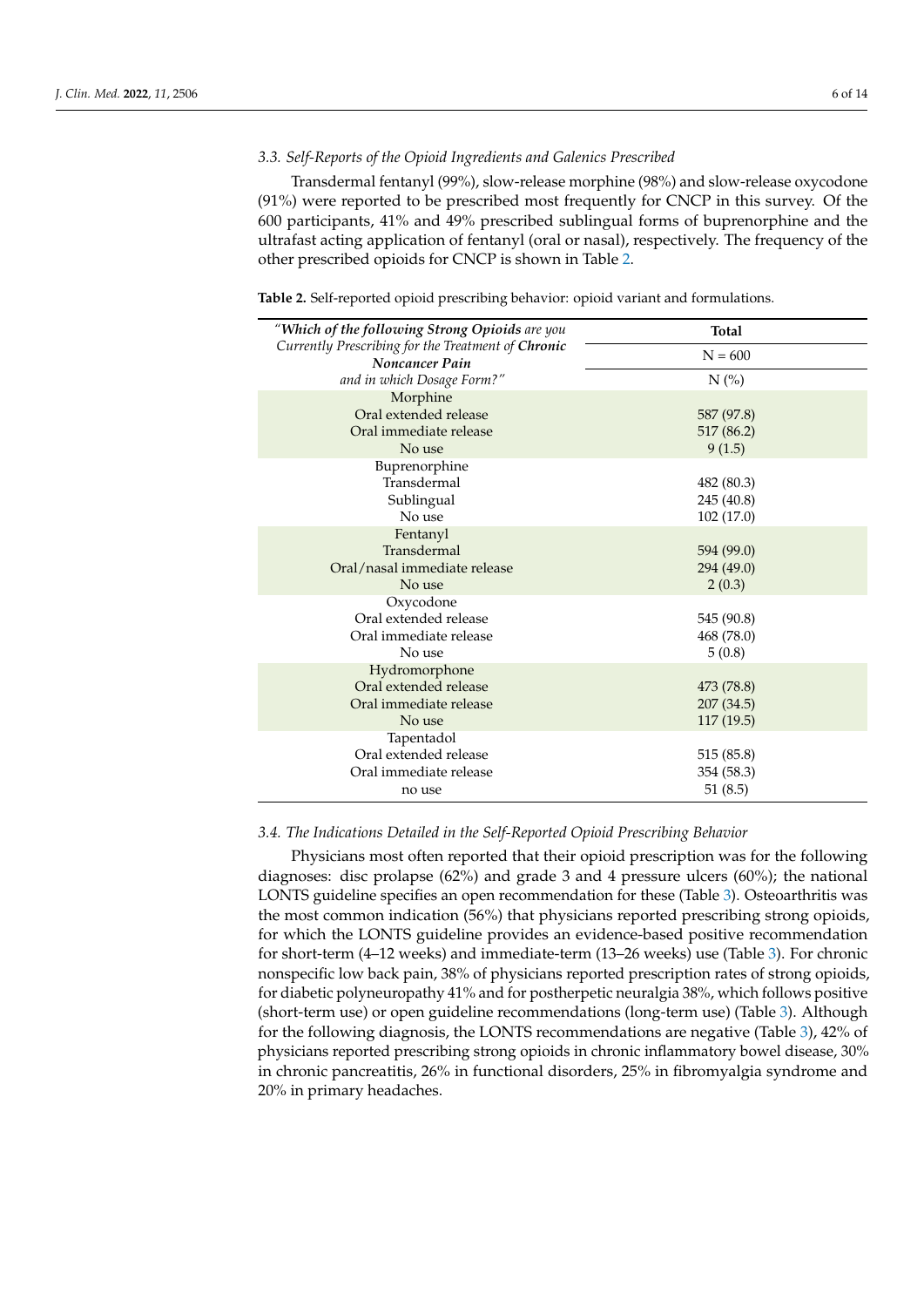### 3.3. Self-Reports of the Opioid Ingredients and Galenics Prescribed

Transdermal fentanyl (99%), slow-release morphine (98%) and slow-release oxycodone (91%) were reported to be prescribed most frequently for CNCP in this survey. Of the 600 participants, 41% and 49% prescribed sublingual forms of buprenorphine and the ultrafast acting application of fentanyl (oral or nasal), respectively. The frequency of the other prescribed opioids for CNCP is shown in Table 2.

**Table 2.** Self-reported opioid prescribing behavior: opioid variant and formulations.

| *"**Which of the following Strong Opioids** are you Currently Prescribing for the Treatment of **Chronic Noncancer Pain** and in which Dosage Form?"* | **Total** |
|---|---|
| | N = 600 |
| | N (%) |
| Morphine | |
| Oral extended release | 587 (97.8) |
| Oral immediate release | 517 (86.2) |
| No use | 9 (1.5) |
| Buprenorphine | |
| Transdermal | 482 (80.3) |
| Sublingual | 245 (40.8) |
| No use | 102 (17.0) |
| Fentanyl | |
| Transdermal | 594 (99.0) |
| Oral/nasal immediate release | 294 (49.0) |
| No use | 2 (0.3) |
| Oxycodone | |
| Oral extended release | 545 (90.8) |
| Oral immediate release | 468 (78.0) |
| No use | 5 (0.8) |
| Hydromorphone | |
| Oral extended release | 473 (78.8) |
| Oral immediate release | 207 (34.5) |
| No use | 117 (19.5) |
| Tapentadol | |
| Oral extended release | 515 (85.8) |
| Oral immediate release | 354 (58.3) |
| no use | 51 (8.5) |

### 3.4. The Indications Detailed in the Self-Reported Opioid Prescribing Behavior

Physicians most often reported that their opioid prescription was for the following diagnoses: disc prolapse (62%) and grade 3 and 4 pressure ulcers (60%); the national LONTS guideline specifies an open recommendation for these (Table 3). Osteoarthritis was the most common indication (56%) that physicians reported prescribing strong opioids, for which the LONTS guideline provides an evidence-based positive recommendation for short-term (4–12 weeks) and immediate-term (13–26 weeks) use (Table 3). For chronic nonspecific low back pain, 38% of physicians reported prescription rates of strong opioids, for diabetic polyneuropathy 41% and for postherpetic neuralgia 38%, which follows positive (short-term use) or open guideline recommendations (long-term use) (Table 3). Although for the following diagnosis, the LONTS recommendations are negative (Table 3), 42% of physicians reported prescribing strong opioids in chronic inflammatory bowel disease, 30% in chronic pancreatitis, 26% in functional disorders, 25% in fibromyalgia syndrome and 20% in primary headaches.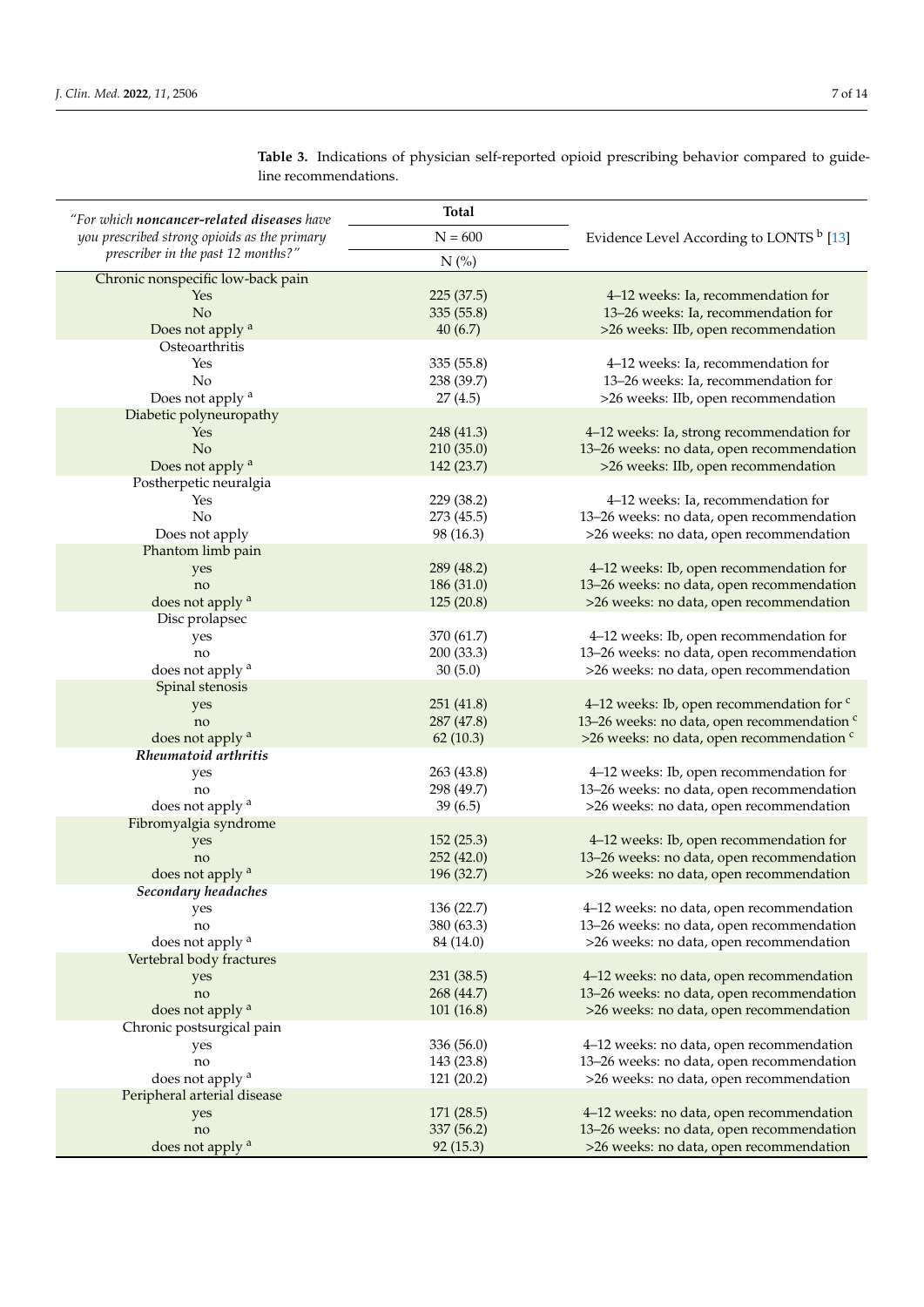**Table 3.** Indications of physician self-reported opioid prescribing behavior compared to guideline recommendations.

| "For which **noncancer-related diseases** have you prescribed strong opioids as the primary prescriber in the past 12 months?" | Total N = 600 N (%) | Evidence Level According to LONTS [b] [13] |
|---|---|---|
| Chronic nonspecific low-back pain | | |
| Yes | 225 (37.5) | 4–12 weeks: Ia, recommendation for |
| No | 335 (55.8) | 13–26 weeks: Ia, recommendation for |
| Does not apply [a] | 40 (6.7) | >26 weeks: IIb, open recommendation |
| Osteoarthritis | | |
| Yes | 335 (55.8) | 4–12 weeks: Ia, recommendation for |
| No | 238 (39.7) | 13–26 weeks: Ia, recommendation for |
| Does not apply [a] | 27 (4.5) | >26 weeks: IIb, open recommendation |
| Diabetic polyneuropathy | | |
| Yes | 248 (41.3) | 4–12 weeks: Ia, strong recommendation for |
| No | 210 (35.0) | 13–26 weeks: no data, open recommendation |
| Does not apply [a] | 142 (23.7) | >26 weeks: IIb, open recommendation |
| Postherpetic neuralgia | | |
| Yes | 229 (38.2) | 4–12 weeks: Ia, recommendation for |
| No | 273 (45.5) | 13–26 weeks: no data, open recommendation |
| Does not apply | 98 (16.3) | >26 weeks: no data, open recommendation |
| Phantom limb pain | | |
| yes | 289 (48.2) | 4–12 weeks: Ib, open recommendation for |
| no | 186 (31.0) | 13–26 weeks: no data, open recommendation |
| does not apply [a] | 125 (20.8) | >26 weeks: no data, open recommendation |
| Disc prolapsec | | |
| yes | 370 (61.7) | 4–12 weeks: Ib, open recommendation for |
| no | 200 (33.3) | 13–26 weeks: no data, open recommendation |
| does not apply [a] | 30 (5.0) | >26 weeks: no data, open recommendation |
| Spinal stenosis | | |
| yes | 251 (41.8) | 4–12 weeks: Ib, open recommendation for [c] |
| no | 287 (47.8) | 13–26 weeks: no data, open recommendation [c] |
| does not apply [a] | 62 (10.3) | >26 weeks: no data, open recommendation [c] |
| *Rheumatoid arthritis* | | |
| yes | 263 (43.8) | 4–12 weeks: Ib, open recommendation for |
| no | 298 (49.7) | 13–26 weeks: no data, open recommendation |
| does not apply [a] | 39 (6.5) | >26 weeks: no data, open recommendation |
| Fibromyalgia syndrome | | |
| yes | 152 (25.3) | 4–12 weeks: Ib, open recommendation for |
| no | 252 (42.0) | 13–26 weeks: no data, open recommendation |
| does not apply [a] | 196 (32.7) | >26 weeks: no data, open recommendation |
| *Secondary headaches* | | |
| yes | 136 (22.7) | 4–12 weeks: no data, open recommendation |
| no | 380 (63.3) | 13–26 weeks: no data, open recommendation |
| does not apply [a] | 84 (14.0) | >26 weeks: no data, open recommendation |
| Vertebral body fractures | | |
| yes | 231 (38.5) | 4–12 weeks: no data, open recommendation |
| no | 268 (44.7) | 13–26 weeks: no data, open recommendation |
| does not apply [a] | 101 (16.8) | >26 weeks: no data, open recommendation |
| Chronic postsurgical pain | | |
| yes | 336 (56.0) | 4–12 weeks: no data, open recommendation |
| no | 143 (23.8) | 13–26 weeks: no data, open recommendation |
| does not apply [a] | 121 (20.2) | >26 weeks: no data, open recommendation |
| Peripheral arterial disease | | |
| yes | 171 (28.5) | 4–12 weeks: no data, open recommendation |
| no | 337 (56.2) | 13–26 weeks: no data, open recommendation |
| does not apply [a] | 92 (15.3) | >26 weeks: no data, open recommendation |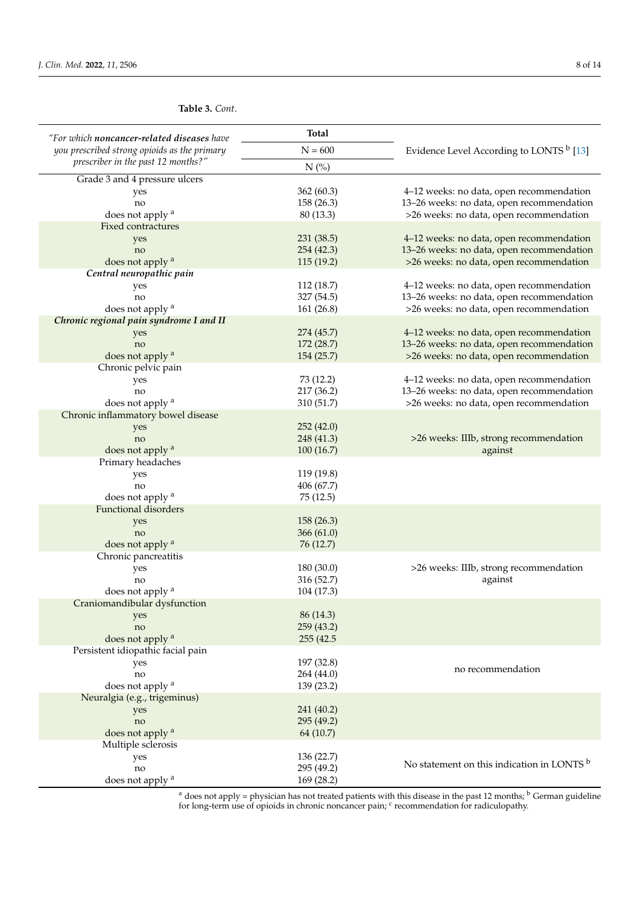**Table 3.** *Cont*.

| *"For which **noncancer-related diseases** have you prescribed strong opioids as the primary prescriber in the past 12 months?"* | Total N = 600 N (%) | Evidence Level According to LONTS [b] [13] |
|---|---|---|
| Grade 3 and 4 pressure ulcers | | |
| yes | 362 (60.3) | 4–12 weeks: no data, open recommendation |
| no | 158 (26.3) | 13–26 weeks: no data, open recommendation |
| does not apply [a] | 80 (13.3) | >26 weeks: no data, open recommendation |
| Fixed contractures | | |
| yes | 231 (38.5) | 4–12 weeks: no data, open recommendation |
| no | 254 (42.3) | 13–26 weeks: no data, open recommendation |
| does not apply [a] | 115 (19.2) | >26 weeks: no data, open recommendation |
| ***Central neuropathic pain*** | | |
| yes | 112 (18.7) | 4–12 weeks: no data, open recommendation |
| no | 327 (54.5) | 13–26 weeks: no data, open recommendation |
| does not apply [a] | 161 (26.8) | >26 weeks: no data, open recommendation |
| ***Chronic regional pain syndrome I and II*** | | |
| yes | 274 (45.7) | 4–12 weeks: no data, open recommendation |
| no | 172 (28.7) | 13–26 weeks: no data, open recommendation |
| does not apply [a] | 154 (25.7) | >26 weeks: no data, open recommendation |
| Chronic pelvic pain | | |
| yes | 73 (12.2) | 4–12 weeks: no data, open recommendation |
| no | 217 (36.2) | 13–26 weeks: no data, open recommendation |
| does not apply [a] | 310 (51.7) | >26 weeks: no data, open recommendation |
| Chronic inflammatory bowel disease | | |
| yes | 252 (42.0) | |
| no | 248 (41.3) | >26 weeks: IIIb, strong recommendation against |
| does not apply [a] | 100 (16.7) | |
| Primary headaches | | |
| yes | 119 (19.8) | |
| no | 406 (67.7) | |
| does not apply [a] | 75 (12.5) | |
| Functional disorders | | |
| yes | 158 (26.3) | |
| no | 366 (61.0) | |
| does not apply [a] | 76 (12.7) | |
| Chronic pancreatitis | | |
| yes | 180 (30.0) | >26 weeks: IIIb, strong recommendation against |
| no | 316 (52.7) | |
| does not apply [a] | 104 (17.3) | |
| Craniomandibular dysfunction | | |
| yes | 86 (14.3) | |
| no | 259 (43.2) | |
| does not apply [a] | 255 (42.5 | |
| Persistent idiopathic facial pain | | |
| yes | 197 (32.8) | |
| no | 264 (44.0) | no recommendation |
| does not apply [a] | 139 (23.2) | |
| Neuralgia (e.g., trigeminus) | | |
| yes | 241 (40.2) | |
| no | 295 (49.2) | |
| does not apply [a] | 64 (10.7) | |
| Multiple sclerosis | | |
| yes | 136 (22.7) | No statement on this indication in LONTS [b] |
| no | 295 (49.2) | |
| does not apply [a] | 169 (28.2) | |

[a] does not apply = physician has not treated patients with this disease in the past 12 months; [b] German guideline for long-term use of opioids in chronic noncancer pain; [c] recommendation for radiculopathy.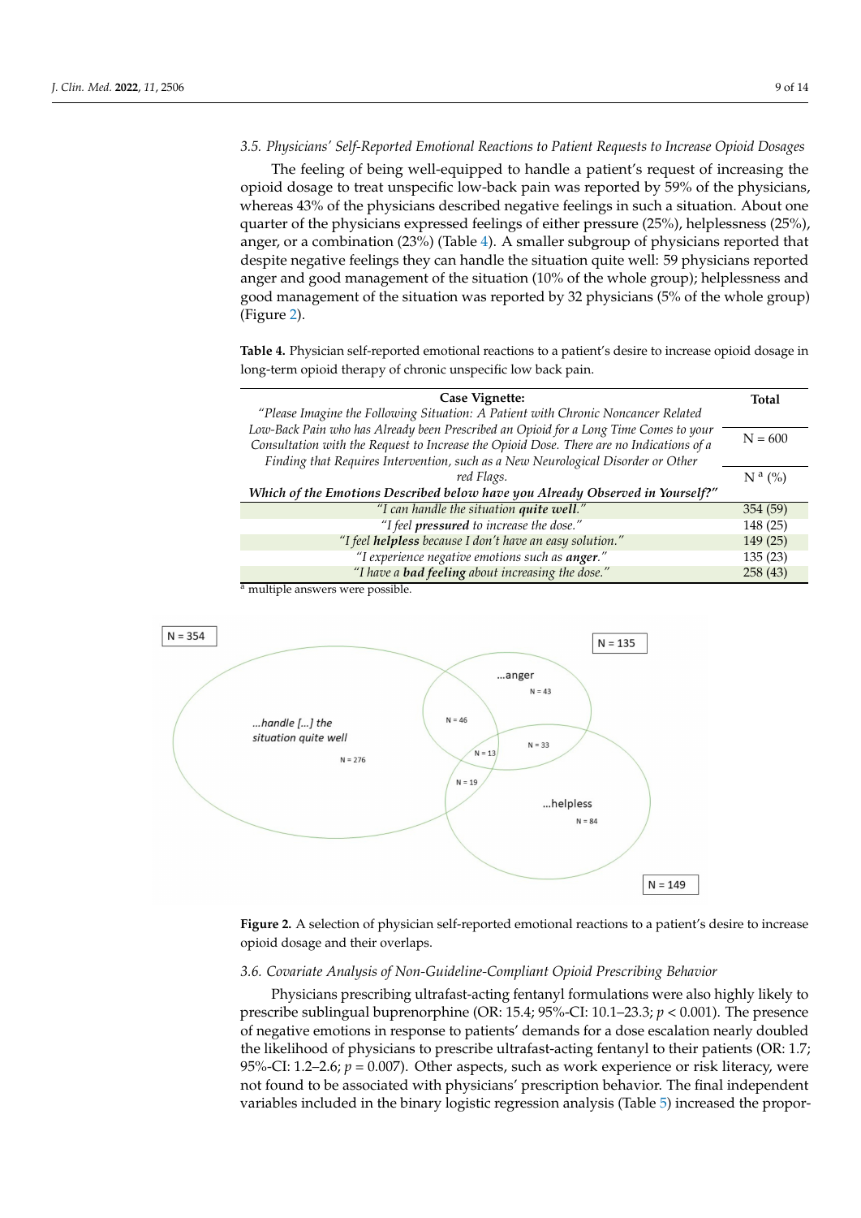### 3.5. Physicians' Self-Reported Emotional Reactions to Patient Requests to Increase Opioid Dosages

The feeling of being well-equipped to handle a patient's request of increasing the opioid dosage to treat unspecific low-back pain was reported by 59% of the physicians, whereas 43% of the physicians described negative feelings in such a situation. About one quarter of the physicians expressed feelings of either pressure (25%), helplessness (25%), anger, or a combination (23%) (Table 4). A smaller subgroup of physicians reported that despite negative feelings they can handle the situation quite well: 59 physicians reported anger and good management of the situation (10% of the whole group); helplessness and good management of the situation was reported by 32 physicians (5% of the whole group) (Figure 2).

**Table 4.** Physician self-reported emotional reactions to a patient's desire to increase opioid dosage in long-term opioid therapy of chronic unspecific low back pain.

| **Case Vignette:** *"Please Imagine the Following Situation: A Patient with Chronic Noncancer Related Low-Back Pain who has Already been Prescribed an Opioid for a Long Time Comes to your Consultation with the Request to Increase the Opioid Dose. There are no Indications of a Finding that Requires Intervention, such as a New Neurological Disorder or Other red Flags.* | **Total** |
| --- | --- |
| | N = 600 |
| | N [a] (%) |
| ***Which of the Emotions Described below have you Already Observed in Yourself?"*** | |
| *"I can handle the situation **quite well**."* | 354 (59) |
| *"I feel **pressured** to increase the dose."* | 148 (25) |
| *"I feel **helpless** because I don't have an easy solution."* | 149 (25) |
| *"I experience negative emotions such as **anger**."* | 135 (23) |
| *"I have a **bad feeling** about increasing the dose."* | 258 (43) |

[a] multiple answers were possible.

N = 354
N = 135
...anger
N = 43
...handle [...] the situation quite well
N = 276
N = 46
N = 33
N = 13
N = 19
...helpless
N = 84
N = 149

**Figure 2.** A selection of physician self-reported emotional reactions to a patient's desire to increase opioid dosage and their overlaps.

### 3.6. Covariate Analysis of Non-Guideline-Compliant Opioid Prescribing Behavior

Physicians prescribing ultrafast-acting fentanyl formulations were also highly likely to prescribe sublingual buprenorphine (OR: 15.4; 95%-CI: 10.1–23.3; $p < 0.001$). The presence of negative emotions in response to patients' demands for a dose escalation nearly doubled the likelihood of physicians to prescribe ultrafast-acting fentanyl to their patients (OR: 1.7; 95%-CI: 1.2–2.6; $p = 0.007$). Other aspects, such as work experience or risk literacy, were not found to be associated with physicians' prescription behavior. The final independent variables included in the binary logistic regression analysis (Table 5) increased the propor-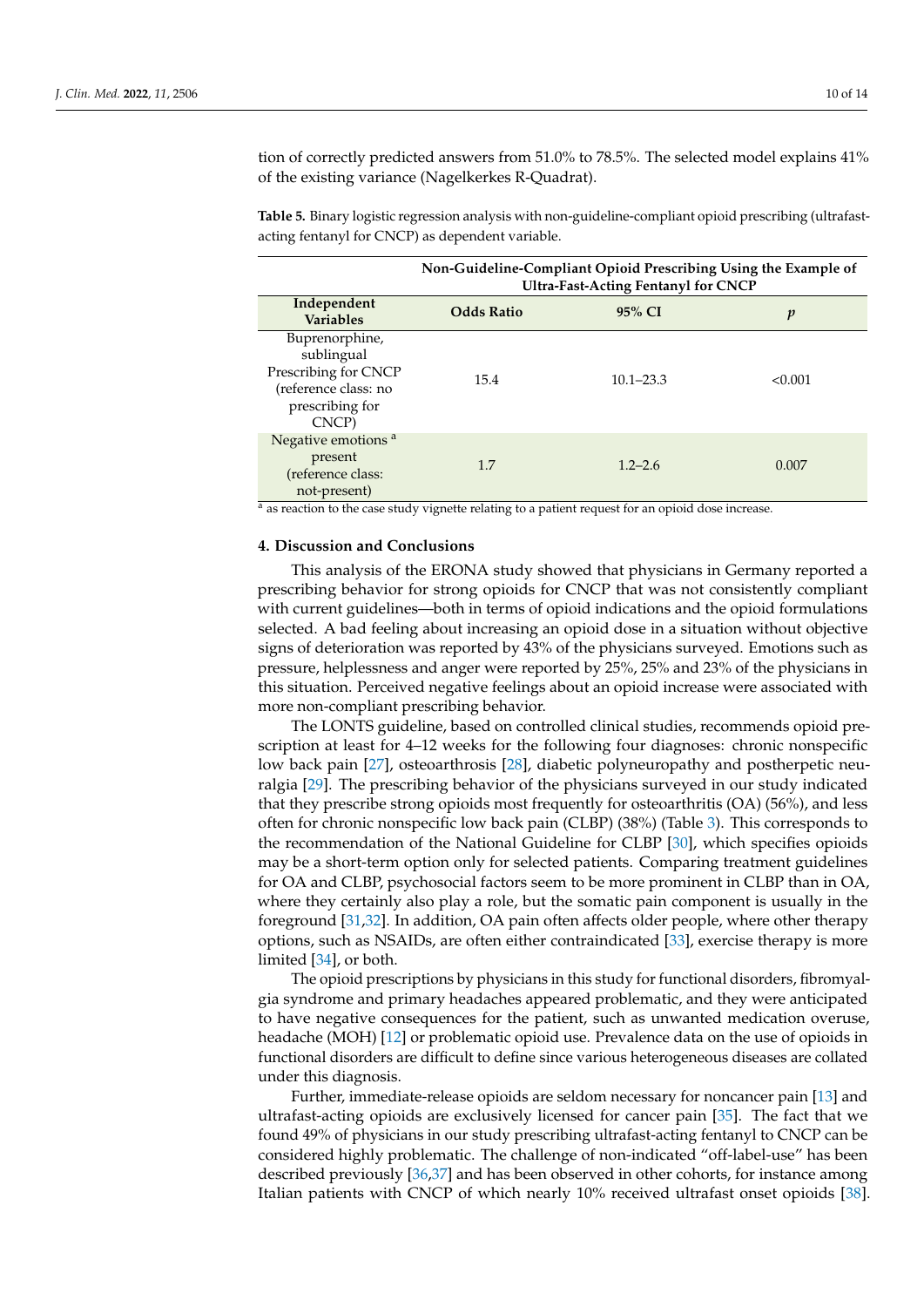tion of correctly predicted answers from 51.0% to 78.5%. The selected model explains 41% of the existing variance (Nagelkerkes R-Quadrat).

**Table 5.** Binary logistic regression analysis with non-guideline-compliant opioid prescribing (ultrafast-acting fentanyl for CNCP) as dependent variable.

| | Non-Guideline-Compliant Opioid Prescribing Using the Example of Ultra-Fast-Acting Fentanyl for CNCP | | |
|---|---|---|---|
| **Independent Variables** | **Odds Ratio** | **95% CI** | ***p*** |
| Buprenorphine, sublingual Prescribing for CNCP (reference class: no prescribing for CNCP) | 15.4 | 10.1–23.3 | <0.001 |
| Negative emotions [a] present (reference class: not-present) | 1.7 | 1.2–2.6 | 0.007 |

[a] as reaction to the case study vignette relating to a patient request for an opioid dose increase.

## 4. Discussion and Conclusions

This analysis of the ERONA study showed that physicians in Germany reported a prescribing behavior for strong opioids for CNCP that was not consistently compliant with current guidelines—both in terms of opioid indications and the opioid formulations selected. A bad feeling about increasing an opioid dose in a situation without objective signs of deterioration was reported by 43% of the physicians surveyed. Emotions such as pressure, helplessness and anger were reported by 25%, 25% and 23% of the physicians in this situation. Perceived negative feelings about an opioid increase were associated with more non-compliant prescribing behavior.

The LONTS guideline, based on controlled clinical studies, recommends opioid prescription at least for 4–12 weeks for the following four diagnoses: chronic nonspecific low back pain [27], osteoarthrosis [28], diabetic polyneuropathy and postherpetic neuralgia [29]. The prescribing behavior of the physicians surveyed in our study indicated that they prescribe strong opioids most frequently for osteoarthritis (OA) (56%), and less often for chronic nonspecific low back pain (CLBP) (38%) (Table 3). This corresponds to the recommendation of the National Guideline for CLBP [30], which specifies opioids may be a short-term option only for selected patients. Comparing treatment guidelines for OA and CLBP, psychosocial factors seem to be more prominent in CLBP than in OA, where they certainly also play a role, but the somatic pain component is usually in the foreground [31,32]. In addition, OA pain often affects older people, where other therapy options, such as NSAIDs, are often either contraindicated [33], exercise therapy is more limited [34], or both.

The opioid prescriptions by physicians in this study for functional disorders, fibromyalgia syndrome and primary headaches appeared problematic, and they were anticipated to have negative consequences for the patient, such as unwanted medication overuse, headache (MOH) [12] or problematic opioid use. Prevalence data on the use of opioids in functional disorders are difficult to define since various heterogeneous diseases are collated under this diagnosis.

Further, immediate-release opioids are seldom necessary for noncancer pain [13] and ultrafast-acting opioids are exclusively licensed for cancer pain [35]. The fact that we found 49% of physicians in our study prescribing ultrafast-acting fentanyl to CNCP can be considered highly problematic. The challenge of non-indicated "off-label-use" has been described previously [36,37] and has been observed in other cohorts, for instance among Italian patients with CNCP of which nearly 10% received ultrafast onset opioids [38].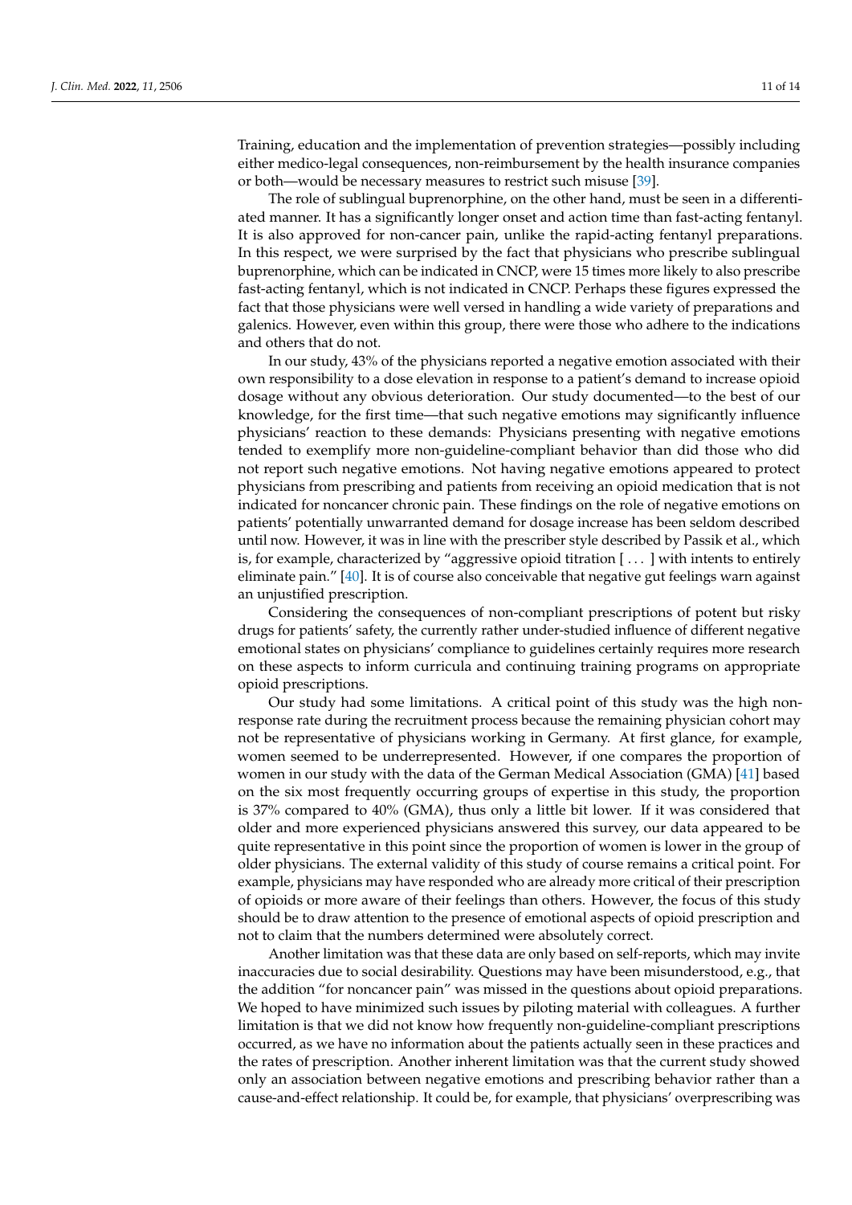Training, education and the implementation of prevention strategies—possibly including either medico-legal consequences, non-reimbursement by the health insurance companies or both—would be necessary measures to restrict such misuse [39].

The role of sublingual buprenorphine, on the other hand, must be seen in a differentiated manner. It has a significantly longer onset and action time than fast-acting fentanyl. It is also approved for non-cancer pain, unlike the rapid-acting fentanyl preparations. In this respect, we were surprised by the fact that physicians who prescribe sublingual buprenorphine, which can be indicated in CNCP, were 15 times more likely to also prescribe fast-acting fentanyl, which is not indicated in CNCP. Perhaps these figures expressed the fact that those physicians were well versed in handling a wide variety of preparations and galenics. However, even within this group, there were those who adhere to the indications and others that do not.

In our study, 43% of the physicians reported a negative emotion associated with their own responsibility to a dose elevation in response to a patient's demand to increase opioid dosage without any obvious deterioration. Our study documented—to the best of our knowledge, for the first time—that such negative emotions may significantly influence physicians' reaction to these demands: Physicians presenting with negative emotions tended to exemplify more non-guideline-compliant behavior than did those who did not report such negative emotions. Not having negative emotions appeared to protect physicians from prescribing and patients from receiving an opioid medication that is not indicated for noncancer chronic pain. These findings on the role of negative emotions on patients' potentially unwarranted demand for dosage increase has been seldom described until now. However, it was in line with the prescriber style described by Passik et al., which is, for example, characterized by "aggressive opioid titration [ . . . ] with intents to entirely eliminate pain." [40]. It is of course also conceivable that negative gut feelings warn against an unjustified prescription.

Considering the consequences of non-compliant prescriptions of potent but risky drugs for patients' safety, the currently rather under-studied influence of different negative emotional states on physicians' compliance to guidelines certainly requires more research on these aspects to inform curricula and continuing training programs on appropriate opioid prescriptions.

Our study had some limitations. A critical point of this study was the high non-response rate during the recruitment process because the remaining physician cohort may not be representative of physicians working in Germany. At first glance, for example, women seemed to be underrepresented. However, if one compares the proportion of women in our study with the data of the German Medical Association (GMA) [41] based on the six most frequently occurring groups of expertise in this study, the proportion is 37% compared to 40% (GMA), thus only a little bit lower. If it was considered that older and more experienced physicians answered this survey, our data appeared to be quite representative in this point since the proportion of women is lower in the group of older physicians. The external validity of this study of course remains a critical point. For example, physicians may have responded who are already more critical of their prescription of opioids or more aware of their feelings than others. However, the focus of this study should be to draw attention to the presence of emotional aspects of opioid prescription and not to claim that the numbers determined were absolutely correct.

Another limitation was that these data are only based on self-reports, which may invite inaccuracies due to social desirability. Questions may have been misunderstood, e.g., that the addition "for noncancer pain" was missed in the questions about opioid preparations. We hoped to have minimized such issues by piloting material with colleagues. A further limitation is that we did not know how frequently non-guideline-compliant prescriptions occurred, as we have no information about the patients actually seen in these practices and the rates of prescription. Another inherent limitation was that the current study showed only an association between negative emotions and prescribing behavior rather than a cause-and-effect relationship. It could be, for example, that physicians' overprescribing was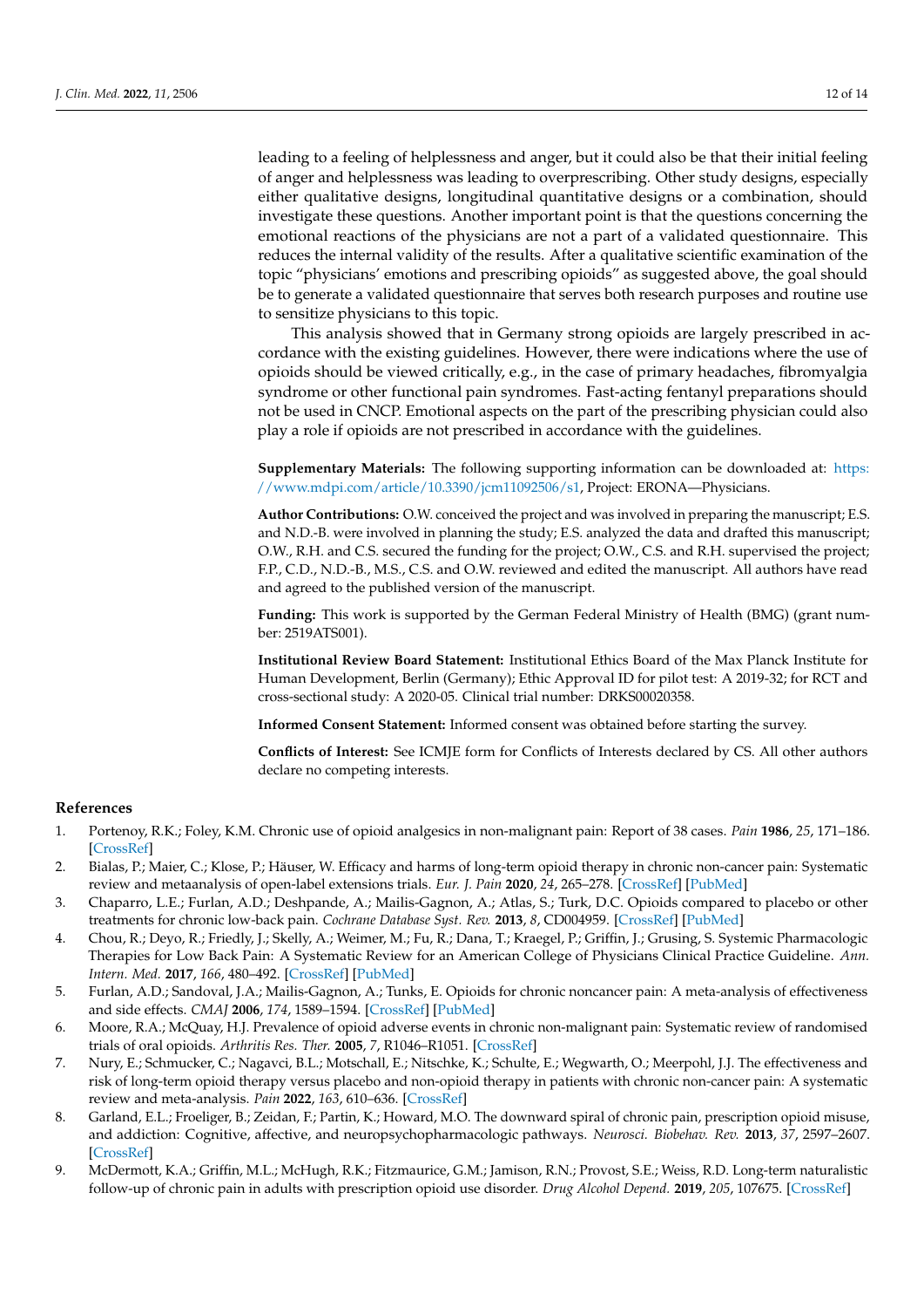leading to a feeling of helplessness and anger, but it could also be that their initial feeling of anger and helplessness was leading to overprescribing. Other study designs, especially either qualitative designs, longitudinal quantitative designs or a combination, should investigate these questions. Another important point is that the questions concerning the emotional reactions of the physicians are not a part of a validated questionnaire. This reduces the internal validity of the results. After a qualitative scientific examination of the topic "physicians' emotions and prescribing opioids" as suggested above, the goal should be to generate a validated questionnaire that serves both research purposes and routine use to sensitize physicians to this topic.

This analysis showed that in Germany strong opioids are largely prescribed in accordance with the existing guidelines. However, there were indications where the use of opioids should be viewed critically, e.g., in the case of primary headaches, fibromyalgia syndrome or other functional pain syndromes. Fast-acting fentanyl preparations should not be used in CNCP. Emotional aspects on the part of the prescribing physician could also play a role if opioids are not prescribed in accordance with the guidelines.

**Supplementary Materials:** The following supporting information can be downloaded at: https://www.mdpi.com/article/10.3390/jcm11092506/s1, Project: ERONA—Physicians.

**Author Contributions:** O.W. conceived the project and was involved in preparing the manuscript; E.S. and N.D.-B. were involved in planning the study; E.S. analyzed the data and drafted this manuscript; O.W., R.H. and C.S. secured the funding for the project; O.W., C.S. and R.H. supervised the project; F.P., C.D., N.D.-B., M.S., C.S. and O.W. reviewed and edited the manuscript. All authors have read and agreed to the published version of the manuscript.

**Funding:** This work is supported by the German Federal Ministry of Health (BMG) (grant number: 2519ATS001).

**Institutional Review Board Statement:** Institutional Ethics Board of the Max Planck Institute for Human Development, Berlin (Germany); Ethic Approval ID for pilot test: A 2019-32; for RCT and cross-sectional study: A 2020-05. Clinical trial number: DRKS00020358.

**Informed Consent Statement:** Informed consent was obtained before starting the survey.

**Conflicts of Interest:** See ICMJE form for Conflicts of Interests declared by CS. All other authors declare no competing interests.

## References

1. Portenoy, R.K.; Foley, K.M. Chronic use of opioid analgesics in non-malignant pain: Report of 38 cases. *Pain* **1986**, *25*, 171–186. [CrossRef]
2. Bialas, P.; Maier, C.; Klose, P.; Häuser, W. Efficacy and harms of long-term opioid therapy in chronic non-cancer pain: Systematic review and metaanalysis of open-label extensions trials. *Eur. J. Pain* **2020**, *24*, 265–278. [CrossRef] [PubMed]
3. Chaparro, L.E.; Furlan, A.D.; Deshpande, A.; Mailis-Gagnon, A.; Atlas, S.; Turk, D.C. Opioids compared to placebo or other treatments for chronic low-back pain. *Cochrane Database Syst. Rev.* **2013**, *8*, CD004959. [CrossRef] [PubMed]
4. Chou, R.; Deyo, R.; Friedly, J.; Skelly, A.; Weimer, M.; Fu, R.; Dana, T.; Kraegel, P.; Griffin, J.; Grusing, S. Systemic Pharmacologic Therapies for Low Back Pain: A Systematic Review for an American College of Physicians Clinical Practice Guideline. *Ann. Intern. Med.* **2017**, *166*, 480–492. [CrossRef] [PubMed]
5. Furlan, A.D.; Sandoval, J.A.; Mailis-Gagnon, A.; Tunks, E. Opioids for chronic noncancer pain: A meta-analysis of effectiveness and side effects. *CMAJ* **2006**, *174*, 1589–1594. [CrossRef] [PubMed]
6. Moore, R.A.; McQuay, H.J. Prevalence of opioid adverse events in chronic non-malignant pain: Systematic review of randomised trials of oral opioids. *Arthritis Res. Ther.* **2005**, *7*, R1046–R1051. [CrossRef]
7. Nury, E.; Schmucker, C.; Nagavci, B.L.; Motschall, E.; Nitschke, K.; Schulte, E.; Wegwarth, O.; Meerpohl, J.J. The effectiveness and risk of long-term opioid therapy versus placebo and non-opioid therapy in patients with chronic non-cancer pain: A systematic review and meta-analysis. *Pain* **2022**, *163*, 610–636. [CrossRef]
8. Garland, E.L.; Froeliger, B.; Zeidan, F.; Partin, K.; Howard, M.O. The downward spiral of chronic pain, prescription opioid misuse, and addiction: Cognitive, affective, and neuropsychopharmacologic pathways. *Neurosci. Biobehav. Rev.* **2013**, *37*, 2597–2607. [CrossRef]
9. McDermott, K.A.; Griffin, M.L.; McHugh, R.K.; Fitzmaurice, G.M.; Jamison, R.N.; Provost, S.E.; Weiss, R.D. Long-term naturalistic follow-up of chronic pain in adults with prescription opioid use disorder. *Drug Alcohol Depend.* **2019**, *205*, 107675. [CrossRef]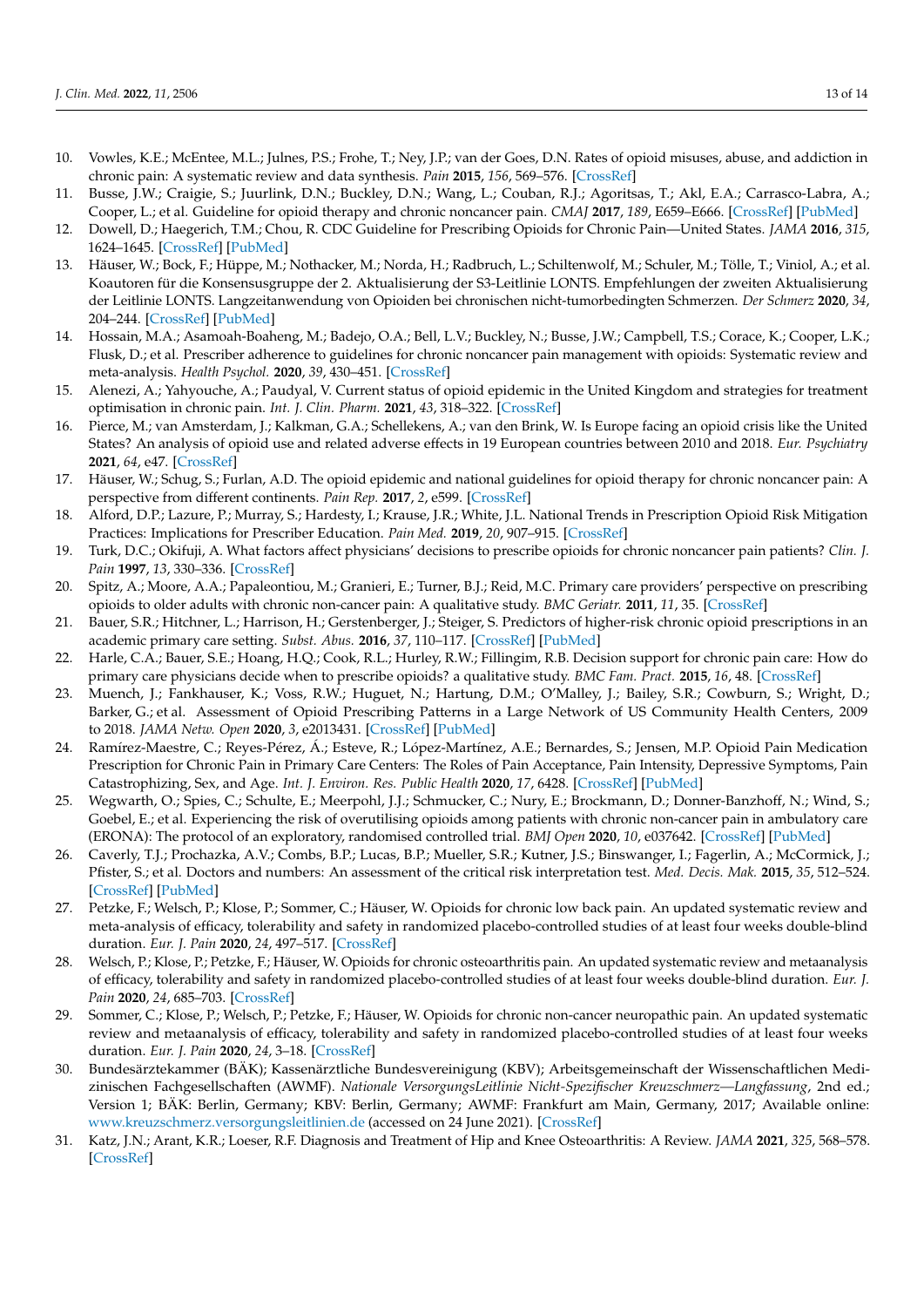10. Vowles, K.E.; McEntee, M.L.; Julnes, P.S.; Frohe, T.; Ney, J.P.; van der Goes, D.N. Rates of opioid misuses, abuse, and addiction in chronic pain: A systematic review and data synthesis. *Pain* **2015**, *156*, 569–576. [CrossRef]
11. Busse, J.W.; Craigie, S.; Juurlink, D.N.; Buckley, D.N.; Wang, L.; Couban, R.J.; Agoritsas, T.; Akl, E.A.; Carrasco-Labra, A.; Cooper, L.; et al. Guideline for opioid therapy and chronic noncancer pain. *CMAJ* **2017**, *189*, E659–E666. [CrossRef] [PubMed]
12. Dowell, D.; Haegerich, T.M.; Chou, R. CDC Guideline for Prescribing Opioids for Chronic Pain—United States. *JAMA* **2016**, *315*, 1624–1645. [CrossRef] [PubMed]
13. Häuser, W.; Bock, F.; Hüppe, M.; Nothacker, M.; Norda, H.; Radbruch, L.; Schiltenwolf, M.; Schuler, M.; Tölle, T.; Viniol, A.; et al. Koautoren für die Konsensusgruppe der 2. Aktualisierung der S3-Leitlinie LONTS. Empfehlungen der zweiten Aktualisierung der Leitlinie LONTS. Langzeitanwendung von Opioiden bei chronischen nicht-tumorbedingten Schmerzen. *Der Schmerz* **2020**, *34*, 204–244. [CrossRef] [PubMed]
14. Hossain, M.A.; Asamoah-Boaheng, M.; Badejo, O.A.; Bell, L.V.; Buckley, N.; Busse, J.W.; Campbell, T.S.; Corace, K.; Cooper, L.K.; Flusk, D.; et al. Prescriber adherence to guidelines for chronic noncancer pain management with opioids: Systematic review and meta-analysis. *Health Psychol.* **2020**, *39*, 430–451. [CrossRef]
15. Alenezi, A.; Yahyouche, A.; Paudyal, V. Current status of opioid epidemic in the United Kingdom and strategies for treatment optimisation in chronic pain. *Int. J. Clin. Pharm.* **2021**, *43*, 318–322. [CrossRef]
16. Pierce, M.; van Amsterdam, J.; Kalkman, G.A.; Schellekens, A.; van den Brink, W. Is Europe facing an opioid crisis like the United States? An analysis of opioid use and related adverse effects in 19 European countries between 2010 and 2018. *Eur. Psychiatry* **2021**, *64*, e47. [CrossRef]
17. Häuser, W.; Schug, S.; Furlan, A.D. The opioid epidemic and national guidelines for opioid therapy for chronic noncancer pain: A perspective from different continents. *Pain Rep.* **2017**, *2*, e599. [CrossRef]
18. Alford, D.P.; Lazure, P.; Murray, S.; Hardesty, I.; Krause, J.R.; White, J.L. National Trends in Prescription Opioid Risk Mitigation Practices: Implications for Prescriber Education. *Pain Med.* **2019**, *20*, 907–915. [CrossRef]
19. Turk, D.C.; Okifuji, A. What factors affect physicians' decisions to prescribe opioids for chronic noncancer pain patients? *Clin. J. Pain* **1997**, *13*, 330–336. [CrossRef]
20. Spitz, A.; Moore, A.A.; Papaleontiou, M.; Granieri, E.; Turner, B.J.; Reid, M.C. Primary care providers' perspective on prescribing opioids to older adults with chronic non-cancer pain: A qualitative study. *BMC Geriatr.* **2011**, *11*, 35. [CrossRef]
21. Bauer, S.R.; Hitchner, L.; Harrison, H.; Gerstenberger, J.; Steiger, S. Predictors of higher-risk chronic opioid prescriptions in an academic primary care setting. *Subst. Abus.* **2016**, *37*, 110–117. [CrossRef] [PubMed]
22. Harle, C.A.; Bauer, S.E.; Hoang, H.Q.; Cook, R.L.; Hurley, R.W.; Fillingim, R.B. Decision support for chronic pain care: How do primary care physicians decide when to prescribe opioids? a qualitative study. *BMC Fam. Pract.* **2015**, *16*, 48. [CrossRef]
23. Muench, J.; Fankhauser, K.; Voss, R.W.; Huguet, N.; Hartung, D.M.; O'Malley, J.; Bailey, S.R.; Cowburn, S.; Wright, D.; Barker, G.; et al. Assessment of Opioid Prescribing Patterns in a Large Network of US Community Health Centers, 2009 to 2018. *JAMA Netw. Open* **2020**, *3*, e2013431. [CrossRef] [PubMed]
24. Ramírez-Maestre, C.; Reyes-Pérez, Á.; Esteve, R.; López-Martínez, A.E.; Bernardes, S.; Jensen, M.P. Opioid Pain Medication Prescription for Chronic Pain in Primary Care Centers: The Roles of Pain Acceptance, Pain Intensity, Depressive Symptoms, Pain Catastrophizing, Sex, and Age. *Int. J. Environ. Res. Public Health* **2020**, *17*, 6428. [CrossRef] [PubMed]
25. Wegwarth, O.; Spies, C.; Schulte, E.; Meerpohl, J.J.; Schmucker, C.; Nury, E.; Brockmann, D.; Donner-Banzhoff, N.; Wind, S.; Goebel, E.; et al. Experiencing the risk of overutilising opioids among patients with chronic non-cancer pain in ambulatory care (ERONA): The protocol of an exploratory, randomised controlled trial. *BMJ Open* **2020**, *10*, e037642. [CrossRef] [PubMed]
26. Caverly, T.J.; Prochazka, A.V.; Combs, B.P.; Lucas, B.P.; Mueller, S.R.; Kutner, J.S.; Binswanger, I.; Fagerlin, A.; McCormick, J.; Pfister, S.; et al. Doctors and numbers: An assessment of the critical risk interpretation test. *Med. Decis. Mak.* **2015**, *35*, 512–524. [CrossRef] [PubMed]
27. Petzke, F.; Welsch, P.; Klose, P.; Sommer, C.; Häuser, W. Opioids for chronic low back pain. An updated systematic review and meta-analysis of efficacy, tolerability and safety in randomized placebo-controlled studies of at least four weeks double-blind duration. *Eur. J. Pain* **2020**, *24*, 497–517. [CrossRef]
28. Welsch, P.; Klose, P.; Petzke, F.; Häuser, W. Opioids for chronic osteoarthritis pain. An updated systematic review and metaanalysis of efficacy, tolerability and safety in randomized placebo-controlled studies of at least four weeks double-blind duration. *Eur. J. Pain* **2020**, *24*, 685–703. [CrossRef]
29. Sommer, C.; Klose, P.; Welsch, P.; Petzke, F.; Häuser, W. Opioids for chronic non-cancer neuropathic pain. An updated systematic review and metaanalysis of efficacy, tolerability and safety in randomized placebo-controlled studies of at least four weeks duration. *Eur. J. Pain* **2020**, *24*, 3–18. [CrossRef]
30. Bundesärztekammer (BÄK); Kassenärztliche Bundesvereinigung (KBV); Arbeitsgemeinschaft der Wissenschaftlichen Medizinischen Fachgesellschaften (AWMF). *Nationale VersorgungsLeitlinie Nicht-Spezifischer Kreuzschmerz—Langfassung*, 2nd ed.; Version 1; BÄK: Berlin, Germany; KBV: Berlin, Germany; AWMF: Frankfurt am Main, Germany, 2017; Available online: www.kreuzschmerz.versorgungsleitlinien.de (accessed on 24 June 2021). [CrossRef]
31. Katz, J.N.; Arant, K.R.; Loeser, R.F. Diagnosis and Treatment of Hip and Knee Osteoarthritis: A Review. *JAMA* **2021**, *325*, 568–578. [CrossRef]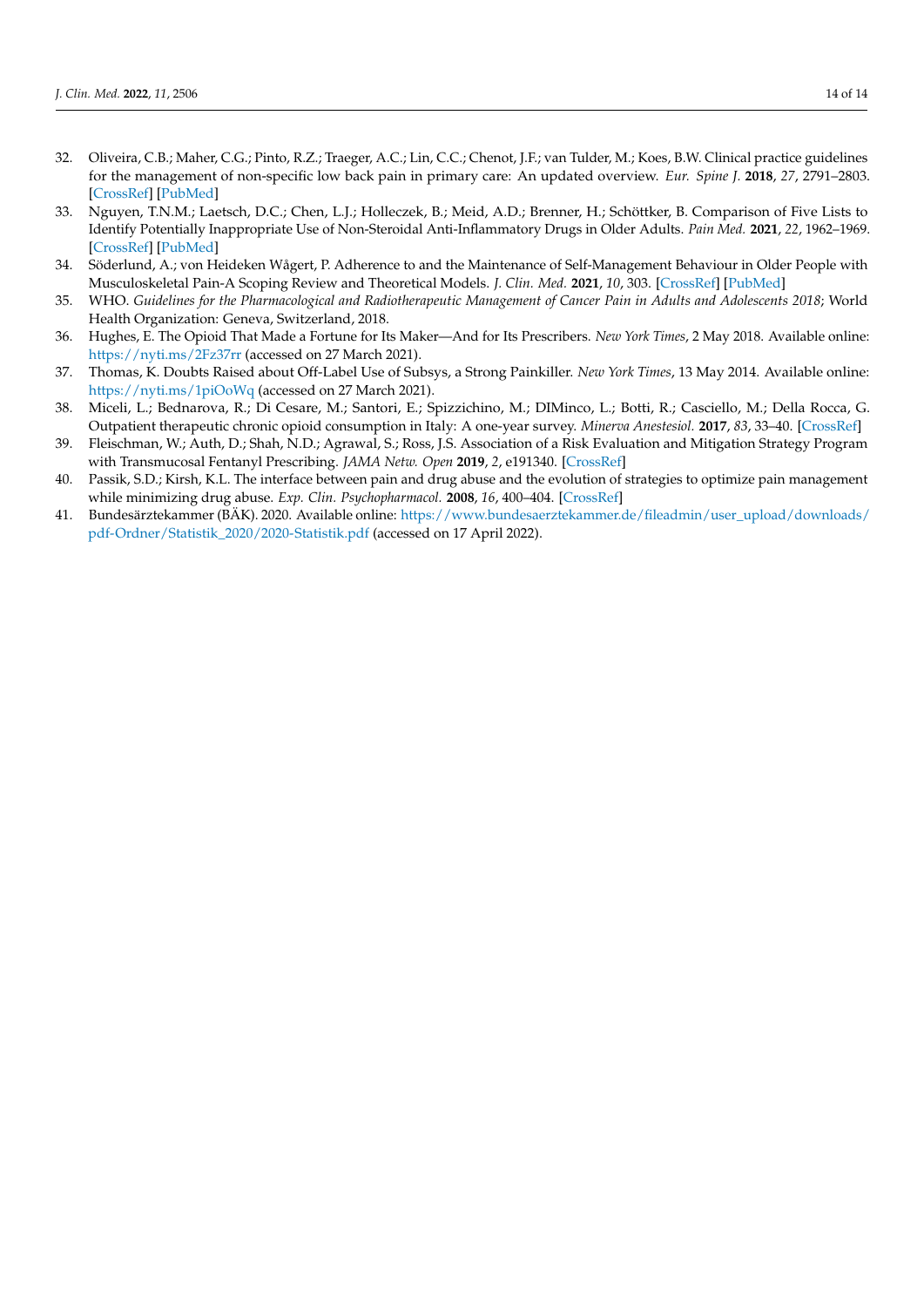32. Oliveira, C.B.; Maher, C.G.; Pinto, R.Z.; Traeger, A.C.; Lin, C.C.; Chenot, J.F.; van Tulder, M.; Koes, B.W. Clinical practice guidelines for the management of non-specific low back pain in primary care: An updated overview. *Eur. Spine J.* **2018**, *27*, 2791–2803. [CrossRef] [PubMed]
33. Nguyen, T.N.M.; Laetsch, D.C.; Chen, L.J.; Holleczek, B.; Meid, A.D.; Brenner, H.; Schöttker, B. Comparison of Five Lists to Identify Potentially Inappropriate Use of Non-Steroidal Anti-Inflammatory Drugs in Older Adults. *Pain Med.* **2021**, *22*, 1962–1969. [CrossRef] [PubMed]
34. Söderlund, A.; von Heideken Wågert, P. Adherence to and the Maintenance of Self-Management Behaviour in Older People with Musculoskeletal Pain-A Scoping Review and Theoretical Models. *J. Clin. Med.* **2021**, *10*, 303. [CrossRef] [PubMed]
35. WHO. *Guidelines for the Pharmacological and Radiotherapeutic Management of Cancer Pain in Adults and Adolescents 2018*; World Health Organization: Geneva, Switzerland, 2018.
36. Hughes, E. The Opioid That Made a Fortune for Its Maker—And for Its Prescribers. *New York Times*, 2 May 2018. Available online: https://nyti.ms/2Fz37rr (accessed on 27 March 2021).
37. Thomas, K. Doubts Raised about Off-Label Use of Subsys, a Strong Painkiller. *New York Times*, 13 May 2014. Available online: https://nyti.ms/1piOoWq (accessed on 27 March 2021).
38. Miceli, L.; Bednarova, R.; Di Cesare, M.; Santori, E.; Spizzichino, M.; DIMinco, L.; Botti, R.; Casciello, M.; Della Rocca, G. Outpatient therapeutic chronic opioid consumption in Italy: A one-year survey. *Minerva Anestesiol.* **2017**, *83*, 33–40. [CrossRef]
39. Fleischman, W.; Auth, D.; Shah, N.D.; Agrawal, S.; Ross, J.S. Association of a Risk Evaluation and Mitigation Strategy Program with Transmucosal Fentanyl Prescribing. *JAMA Netw. Open* **2019**, *2*, e191340. [CrossRef]
40. Passik, S.D.; Kirsh, K.L. The interface between pain and drug abuse and the evolution of strategies to optimize pain management while minimizing drug abuse. *Exp. Clin. Psychopharmacol.* **2008**, *16*, 400–404. [CrossRef]
41. Bundesärztekammer (BÄK). 2020. Available online: https://www.bundesaerztekammer.de/fileadmin/user_upload/downloads/pdf-Ordner/Statistik_2020/2020-Statistik.pdf (accessed on 17 April 2022).